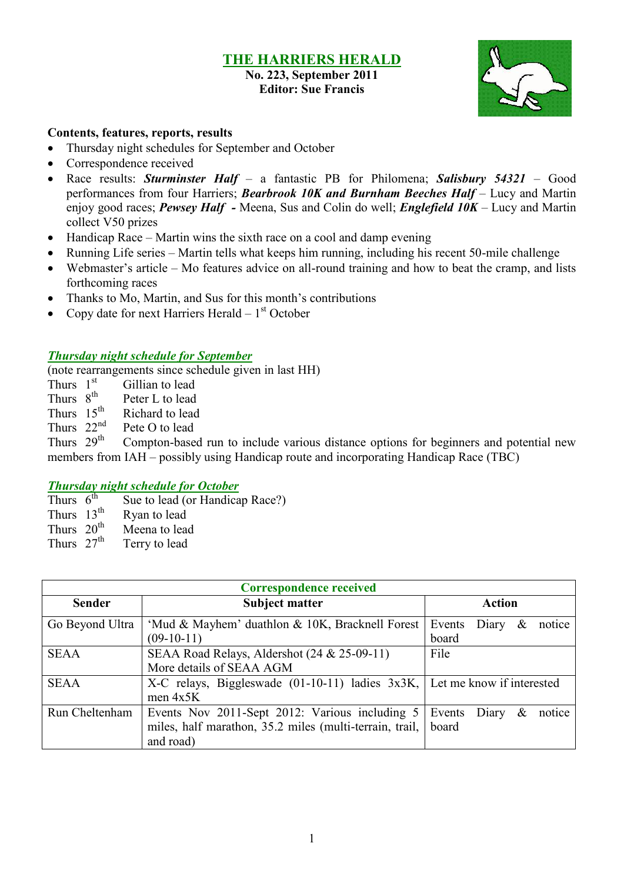# THE HARRIERS HERALD

**No. 223, September 2011**
**Editor: Sue Francis**

**Contents, features, reports, results**

- Thursday night schedules for September and October
- Correspondence received
- Race results: ***Sturminster Half*** – a fantastic PB for Philomena; ***Salisbury 54321*** – Good performances from four Harriers; ***Bearbrook 10K and Burnham Beeches Half*** – Lucy and Martin enjoy good races; ***Pewsey Half -*** Meena, Sus and Colin do well; ***Englefield 10K*** – Lucy and Martin collect V50 prizes
- Handicap Race – Martin wins the sixth race on a cool and damp evening
- Running Life series – Martin tells what keeps him running, including his recent 50-mile challenge
- Webmaster's article – Mo features advice on all-round training and how to beat the cramp, and lists forthcoming races
- Thanks to Mo, Martin, and Sus for this month's contributions
- Copy date for next Harriers Herald – 1st October

## *Thursday night schedule for September*

(note rearrangements since schedule given in last HH)

Thurs 1st Gillian to lead
Thurs 8th Peter L to lead
Thurs 15th Richard to lead
Thurs 22nd Pete O to lead
Thurs 29th Compton-based run to include various distance options for beginners and potential new members from IAH – possibly using Handicap route and incorporating Handicap Race (TBC)

## *Thursday night schedule for October*

Thurs 6th Sue to lead (or Handicap Race?)
Thurs 13th Ryan to lead
Thurs 20th Meena to lead
Thurs 27th Terry to lead

| Correspondence received | | |
|---|---|---|
| **Sender** | **Subject matter** | **Action** |
| Go Beyond Ultra | 'Mud & Mayhem' duathlon & 10K, Bracknell Forest (09-10-11) | Events Diary & notice board |
| SEAA | SEAA Road Relays, Aldershot (24 & 25-09-11) More details of SEAA AGM | File |
| SEAA | X-C relays, Biggleswade (01-10-11) ladies 3x3K, men 4x5K | Let me know if interested |
| Run Cheltenham | Events Nov 2011-Sept 2012: Various including 5 miles, half marathon, 35.2 miles (multi-terrain, trail, and road) | Events Diary & notice board |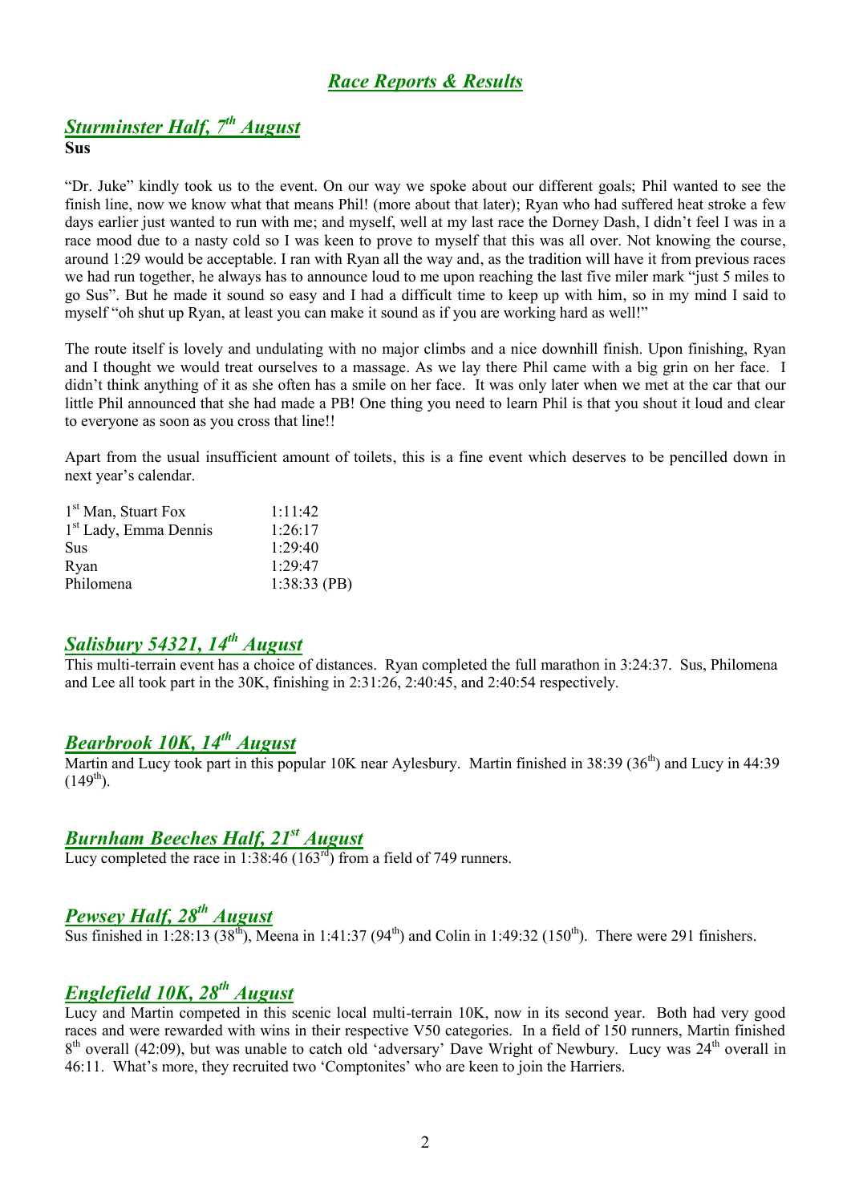# *Race Reports & Results*

## *Sturminster Half, 7th August*

**Sus**

"Dr. Juke" kindly took us to the event. On our way we spoke about our different goals; Phil wanted to see the finish line, now we know what that means Phil! (more about that later); Ryan who had suffered heat stroke a few days earlier just wanted to run with me; and myself, well at my last race the Dorney Dash, I didn't feel I was in a race mood due to a nasty cold so I was keen to prove to myself that this was all over. Not knowing the course, around 1:29 would be acceptable. I ran with Ryan all the way and, as the tradition will have it from previous races we had run together, he always has to announce loud to me upon reaching the last five miler mark "just 5 miles to go Sus". But he made it sound so easy and I had a difficult time to keep up with him, so in my mind I said to myself "oh shut up Ryan, at least you can make it sound as if you are working hard as well!"

The route itself is lovely and undulating with no major climbs and a nice downhill finish. Upon finishing, Ryan and I thought we would treat ourselves to a massage. As we lay there Phil came with a big grin on her face. I didn't think anything of it as she often has a smile on her face. It was only later when we met at the car that our little Phil announced that she had made a PB! One thing you need to learn Phil is that you shout it loud and clear to everyone as soon as you cross that line!!

Apart from the usual insufficient amount of toilets, this is a fine event which deserves to be pencilled down in next year's calendar.

| | |
|---|---|
| 1st Man, Stuart Fox | 1:11:42 |
| 1st Lady, Emma Dennis | 1:26:17 |
| Sus | 1:29:40 |
| Ryan | 1:29:47 |
| Philomena | 1:38:33 (PB) |

## *Salisbury 54321, 14th August*

This multi-terrain event has a choice of distances. Ryan completed the full marathon in 3:24:37. Sus, Philomena and Lee all took part in the 30K, finishing in 2:31:26, 2:40:45, and 2:40:54 respectively.

## *Bearbrook 10K, 14th August*

Martin and Lucy took part in this popular 10K near Aylesbury. Martin finished in 38:39 (36th) and Lucy in 44:39 (149th).

## *Burnham Beeches Half, 21st August*

Lucy completed the race in 1:38:46 (163rd) from a field of 749 runners.

## *Pewsey Half, 28th August*

Sus finished in 1:28:13 (38th), Meena in 1:41:37 (94th) and Colin in 1:49:32 (150th). There were 291 finishers.

## *Englefield 10K, 28th August*

Lucy and Martin competed in this scenic local multi-terrain 10K, now in its second year. Both had very good races and were rewarded with wins in their respective V50 categories. In a field of 150 runners, Martin finished 8th overall (42:09), but was unable to catch old 'adversary' Dave Wright of Newbury. Lucy was 24th overall in 46:11. What's more, they recruited two 'Comptonites' who are keen to join the Harriers.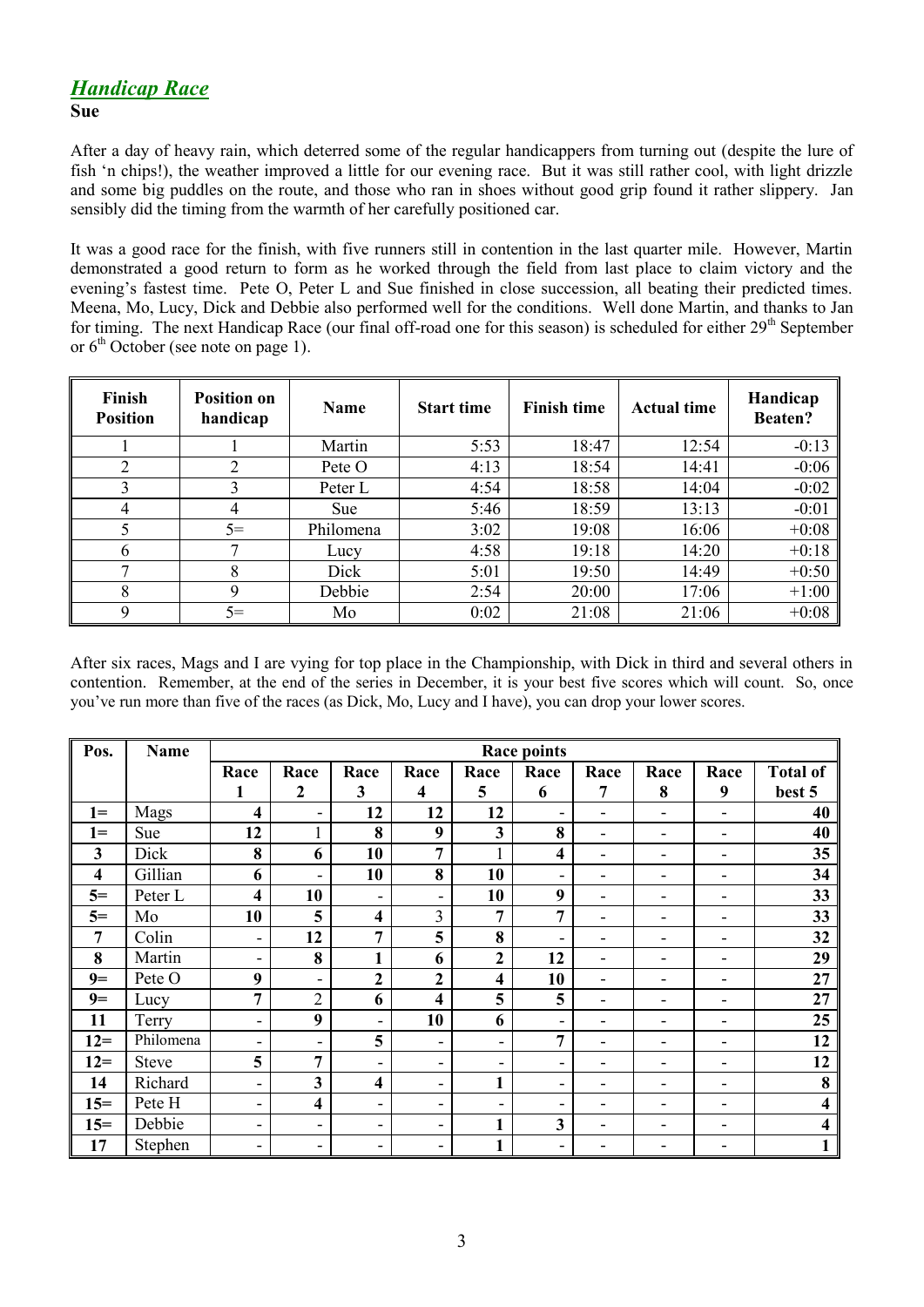## *Handicap Race*

**Sue**

After a day of heavy rain, which deterred some of the regular handicappers from turning out (despite the lure of fish 'n chips!), the weather improved a little for our evening race. But it was still rather cool, with light drizzle and some big puddles on the route, and those who ran in shoes without good grip found it rather slippery. Jan sensibly did the timing from the warmth of her carefully positioned car.

It was a good race for the finish, with five runners still in contention in the last quarter mile. However, Martin demonstrated a good return to form as he worked through the field from last place to claim victory and the evening's fastest time. Pete O, Peter L and Sue finished in close succession, all beating their predicted times. Meena, Mo, Lucy, Dick and Debbie also performed well for the conditions. Well done Martin, and thanks to Jan for timing. The next Handicap Race (our final off-road one for this season) is scheduled for either 29th September or 6th October (see note on page 1).

| Finish Position | Position on handicap | Name | Start time | Finish time | Actual time | Handicap Beaten? |
|---|---|---|---|---|---|---|
| 1 | 1 | Martin | 5:53 | 18:47 | 12:54 | -0:13 |
| 2 | 2 | Pete O | 4:13 | 18:54 | 14:41 | -0:06 |
| 3 | 3 | Peter L | 4:54 | 18:58 | 14:04 | -0:02 |
| 4 | 4 | Sue | 5:46 | 18:59 | 13:13 | -0:01 |
| 5 | 5= | Philomena | 3:02 | 19:08 | 16:06 | +0:08 |
| 6 | 7 | Lucy | 4:58 | 19:18 | 14:20 | +0:18 |
| 7 | 8 | Dick | 5:01 | 19:50 | 14:49 | +0:50 |
| 8 | 9 | Debbie | 2:54 | 20:00 | 17:06 | +1:00 |
| 9 | 5= | Mo | 0:02 | 21:08 | 21:06 | +0:08 |

After six races, Mags and I are vying for top place in the Championship, with Dick in third and several others in contention. Remember, at the end of the series in December, it is your best five scores which will count. So, once you've run more than five of the races (as Dick, Mo, Lucy and I have), you can drop your lower scores.

| Pos. | Name | Race points | | | | | | | | | |
|---|---|---|---|---|---|---|---|---|---|---|---|
| | | Race 1 | Race 2 | Race 3 | Race 4 | Race 5 | Race 6 | Race 7 | Race 8 | Race 9 | Total of best 5 |
| 1= | Mags | 4 | - | 12 | 12 | 12 | - | - | - | - | 40 |
| 1= | Sue | 12 | 1 | 8 | 9 | 3 | 8 | - | - | - | 40 |
| 3 | Dick | 8 | 6 | 10 | 7 | 1 | 4 | - | - | - | 35 |
| 4 | Gillian | 6 | - | 10 | 8 | 10 | - | - | - | - | 34 |
| 5= | Peter L | 4 | 10 | - | - | 10 | 9 | - | - | - | 33 |
| 5= | Mo | 10 | 5 | 4 | 3 | 7 | 7 | - | - | - | 33 |
| 7 | Colin | - | 12 | 7 | 5 | 8 | - | - | - | - | 32 |
| 8 | Martin | - | 8 | 1 | 6 | 2 | 12 | - | - | - | 29 |
| 9= | Pete O | 9 | - | 2 | 2 | 4 | 10 | - | - | - | 27 |
| 9= | Lucy | 7 | 2 | 6 | 4 | 5 | 5 | - | - | - | 27 |
| 11 | Terry | - | 9 | - | 10 | 6 | - | - | - | - | 25 |
| 12= | Philomena | - | - | 5 | - | - | 7 | - | - | - | 12 |
| 12= | Steve | 5 | 7 | - | - | - | - | - | - | - | 12 |
| 14 | Richard | - | 3 | 4 | - | 1 | - | - | - | - | 8 |
| 15= | Pete H | - | 4 | - | - | - | - | - | - | - | 4 |
| 15= | Debbie | - | - | - | - | 1 | 3 | - | - | - | 4 |
| 17 | Stephen | - | - | - | - | 1 | - | - | - | - | 1 |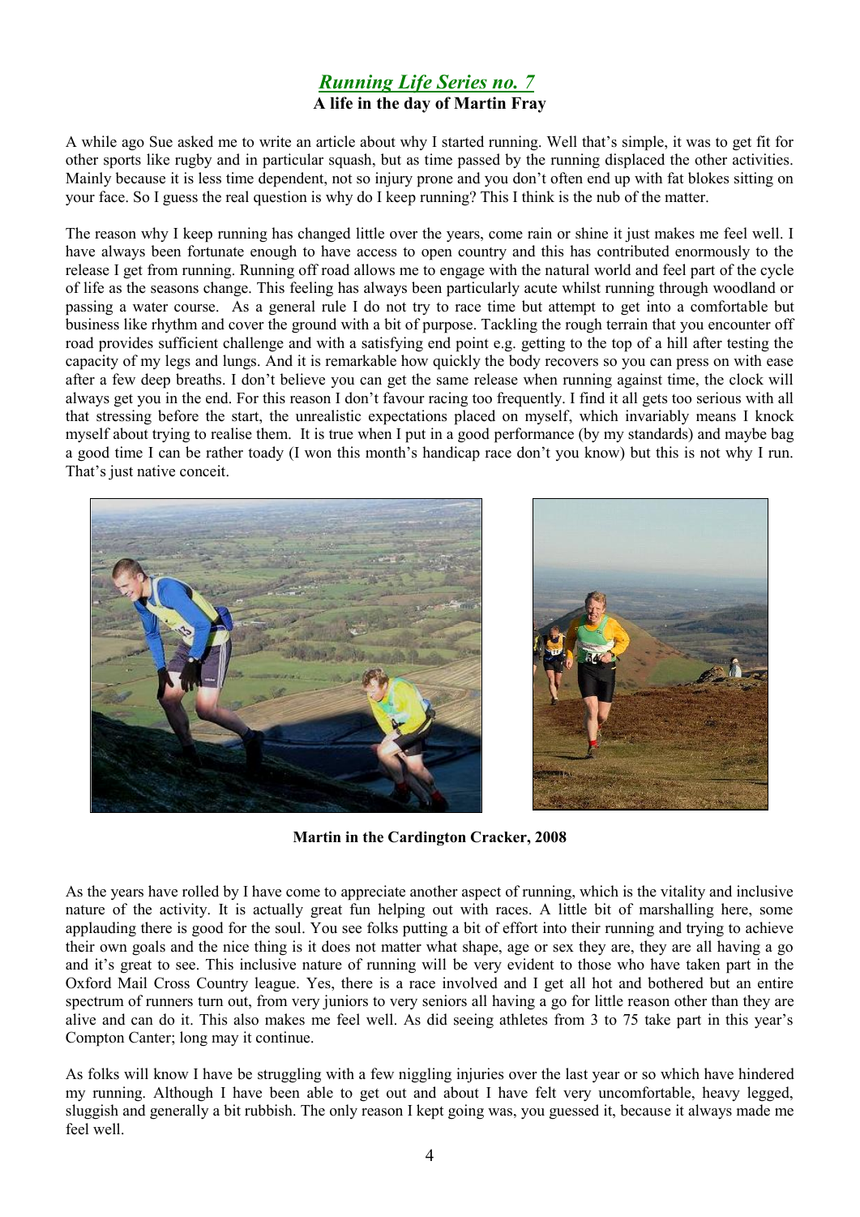## *Running Life Series no. 7*

**A life in the day of Martin Fray**

A while ago Sue asked me to write an article about why I started running. Well that's simple, it was to get fit for other sports like rugby and in particular squash, but as time passed by the running displaced the other activities. Mainly because it is less time dependent, not so injury prone and you don't often end up with fat blokes sitting on your face. So I guess the real question is why do I keep running? This I think is the nub of the matter.

The reason why I keep running has changed little over the years, come rain or shine it just makes me feel well. I have always been fortunate enough to have access to open country and this has contributed enormously to the release I get from running. Running off road allows me to engage with the natural world and feel part of the cycle of life as the seasons change. This feeling has always been particularly acute whilst running through woodland or passing a water course. As a general rule I do not try to race time but attempt to get into a comfortable but business like rhythm and cover the ground with a bit of purpose. Tackling the rough terrain that you encounter off road provides sufficient challenge and with a satisfying end point e.g. getting to the top of a hill after testing the capacity of my legs and lungs. And it is remarkable how quickly the body recovers so you can press on with ease after a few deep breaths. I don't believe you can get the same release when running against time, the clock will always get you in the end. For this reason I don't favour racing too frequently. I find it all gets too serious with all that stressing before the start, the unrealistic expectations placed on myself, which invariably means I knock myself about trying to realise them. It is true when I put in a good performance (by my standards) and maybe bag a good time I can be rather toady (I won this month's handicap race don't you know) but this is not why I run. That's just native conceit.

**Martin in the Cardington Cracker, 2008**

As the years have rolled by I have come to appreciate another aspect of running, which is the vitality and inclusive nature of the activity. It is actually great fun helping out with races. A little bit of marshalling here, some applauding there is good for the soul. You see folks putting a bit of effort into their running and trying to achieve their own goals and the nice thing is it does not matter what shape, age or sex they are, they are all having a go and it's great to see. This inclusive nature of running will be very evident to those who have taken part in the Oxford Mail Cross Country league. Yes, there is a race involved and I get all hot and bothered but an entire spectrum of runners turn out, from very juniors to very seniors all having a go for little reason other than they are alive and can do it. This also makes me feel well. As did seeing athletes from 3 to 75 take part in this year's Compton Canter; long may it continue.

As folks will know I have be struggling with a few niggling injuries over the last year or so which have hindered my running. Although I have been able to get out and about I have felt very uncomfortable, heavy legged, sluggish and generally a bit rubbish. The only reason I kept going was, you guessed it, because it always made me feel well.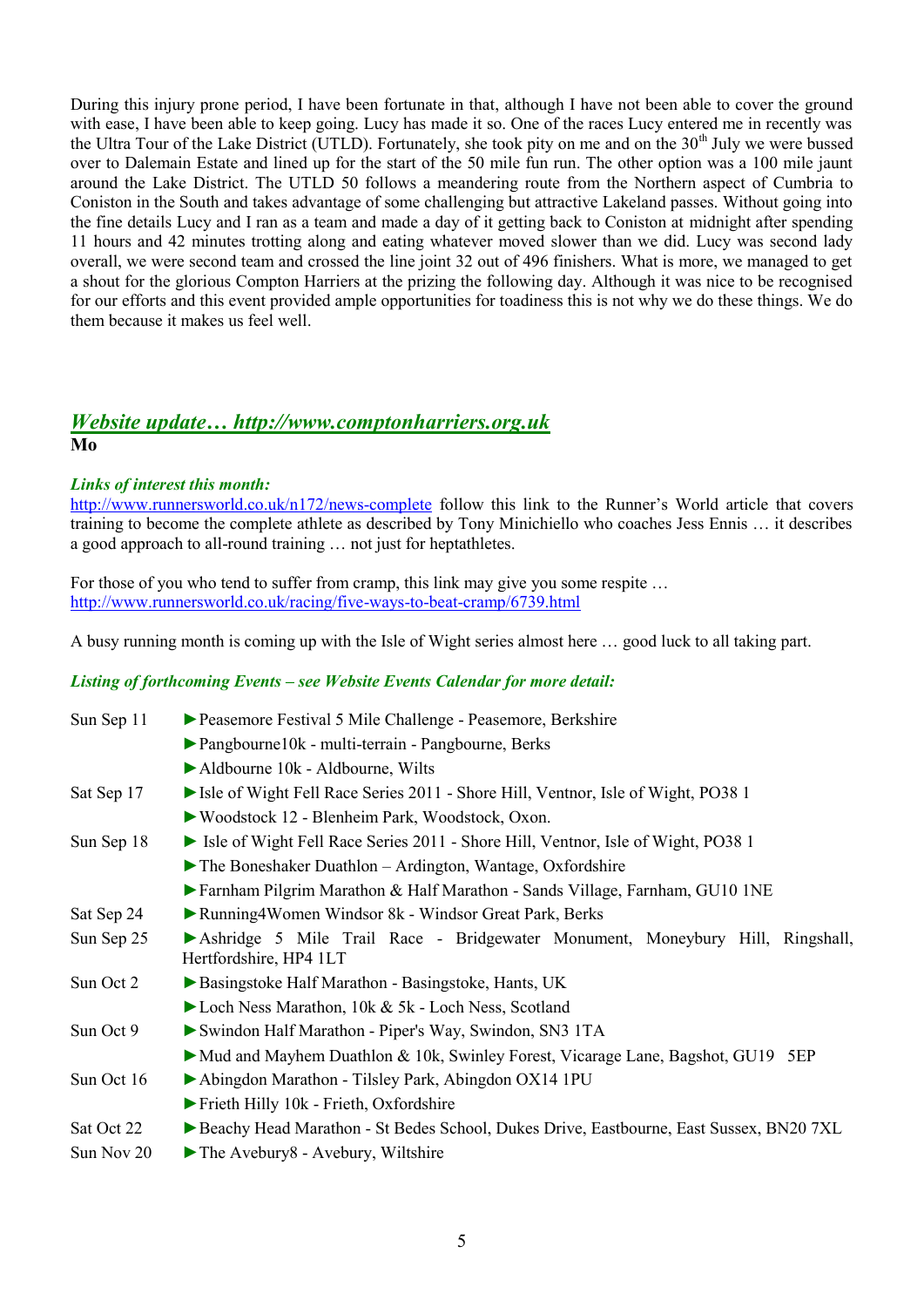During this injury prone period, I have been fortunate in that, although I have not been able to cover the ground with ease, I have been able to keep going. Lucy has made it so. One of the races Lucy entered me in recently was the Ultra Tour of the Lake District (UTLD). Fortunately, she took pity on me and on the 30th July we were bussed over to Dalemain Estate and lined up for the start of the 50 mile fun run. The other option was a 100 mile jaunt around the Lake District. The UTLD 50 follows a meandering route from the Northern aspect of Cumbria to Coniston in the South and takes advantage of some challenging but attractive Lakeland passes. Without going into the fine details Lucy and I ran as a team and made a day of it getting back to Coniston at midnight after spending 11 hours and 42 minutes trotting along and eating whatever moved slower than we did. Lucy was second lady overall, we were second team and crossed the line joint 32 out of 496 finishers. What is more, we managed to get a shout for the glorious Compton Harriers at the prizing the following day. Although it was nice to be recognised for our efforts and this event provided ample opportunities for toadiness this is not why we do these things. We do them because it makes us feel well.

## *Website update… http://www.comptonharriers.org.uk*

**Mo**

***Links of interest this month:***

http://www.runnersworld.co.uk/n172/news-complete follow this link to the Runner's World article that covers training to become the complete athlete as described by Tony Minichiello who coaches Jess Ennis … it describes a good approach to all-round training … not just for heptathletes.

For those of you who tend to suffer from cramp, this link may give you some respite …
http://www.runnersworld.co.uk/racing/five-ways-to-beat-cramp/6739.html

A busy running month is coming up with the Isle of Wight series almost here … good luck to all taking part.

***Listing of forthcoming Events – see Website Events Calendar for more detail:***

| | |
|---|---|
| Sun Sep 11 | ►Peasemore Festival 5 Mile Challenge - Peasemore, Berkshire |
| | ►Pangbourne10k - multi-terrain - Pangbourne, Berks |
| | ►Aldbourne 10k - Aldbourne, Wilts |
| Sat Sep 17 | ►Isle of Wight Fell Race Series 2011 - Shore Hill, Ventnor, Isle of Wight, PO38 1 |
| | ►Woodstock 12 - Blenheim Park, Woodstock, Oxon. |
| Sun Sep 18 | ► Isle of Wight Fell Race Series 2011 - Shore Hill, Ventnor, Isle of Wight, PO38 1 |
| | ►The Boneshaker Duathlon – Ardington, Wantage, Oxfordshire |
| | ►Farnham Pilgrim Marathon & Half Marathon - Sands Village, Farnham, GU10 1NE |
| Sat Sep 24 | ►Running4Women Windsor 8k - Windsor Great Park, Berks |
| Sun Sep 25 | ►Ashridge 5 Mile Trail Race - Bridgewater Monument, Moneybury Hill, Ringshall, Hertfordshire, HP4 1LT |
| Sun Oct 2 | ►Basingstoke Half Marathon - Basingstoke, Hants, UK |
| | ►Loch Ness Marathon, 10k & 5k - Loch Ness, Scotland |
| Sun Oct 9 | ►Swindon Half Marathon - Piper's Way, Swindon, SN3 1TA |
| | ►Mud and Mayhem Duathlon & 10k, Swinley Forest, Vicarage Lane, Bagshot, GU19 5EP |
| Sun Oct 16 | ►Abingdon Marathon - Tilsley Park, Abingdon OX14 1PU |
| | ►Frieth Hilly 10k - Frieth, Oxfordshire |
| Sat Oct 22 | ►Beachy Head Marathon - St Bedes School, Dukes Drive, Eastbourne, East Sussex, BN20 7XL |
| Sun Nov 20 | ►The Avebury8 - Avebury, Wiltshire |